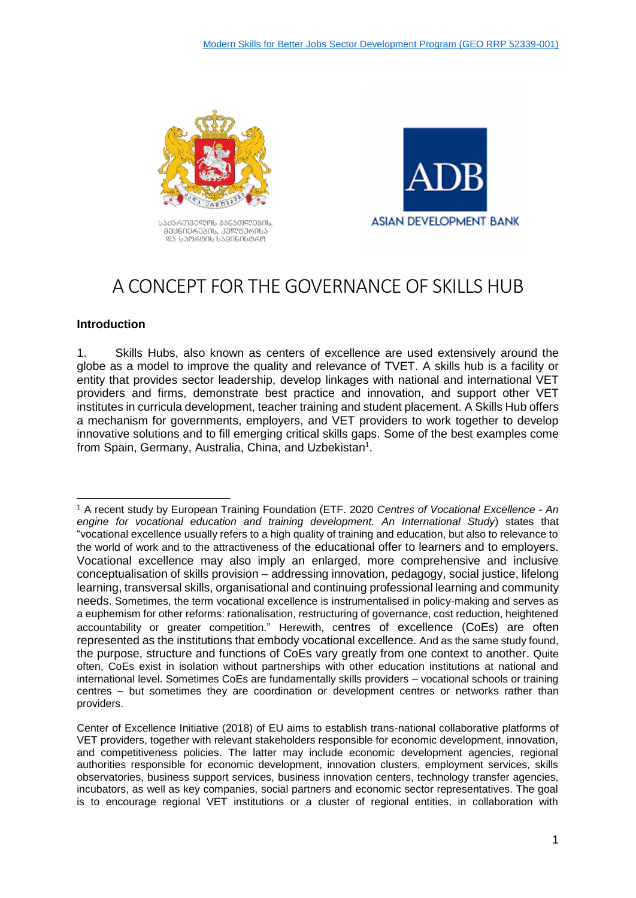Modern Skills for Better Jobs Sector Development Program (GEO RRP 52339-001)

საქართველოს განათლების, მეცნიერების, კულტურისა და სპორტის სამინისტრო

ASIAN DEVELOPMENT BANK

# A CONCEPT FOR THE GOVERNANCE OF SKILLS HUB

**Introduction**

1. Skills Hubs, also known as centers of excellence are used extensively around the globe as a model to improve the quality and relevance of TVET. A skills hub is a facility or entity that provides sector leadership, develop linkages with national and international VET providers and firms, demonstrate best practice and innovation, and support other VET institutes in curricula development, teacher training and student placement. A Skills Hub offers a mechanism for governments, employers, and VET providers to work together to develop innovative solutions and to fill emerging critical skills gaps. Some of the best examples come from Spain, Germany, Australia, China, and Uzbekistan[1].

---

[1] A recent study by European Training Foundation (ETF. 2020 *Centres of Vocational Excellence - An engine for vocational education and training development. An International Study*) states that "vocational excellence usually refers to a high quality of training and education, but also to relevance to the world of work and to the attractiveness of the educational offer to learners and to employers. Vocational excellence may also imply an enlarged, more comprehensive and inclusive conceptualisation of skills provision – addressing innovation, pedagogy, social justice, lifelong learning, transversal skills, organisational and continuing professional learning and community needs. Sometimes, the term vocational excellence is instrumentalised in policy-making and serves as a euphemism for other reforms: rationalisation, restructuring of governance, cost reduction, heightened accountability or greater competition." Herewith, centres of excellence (CoEs) are often represented as the institutions that embody vocational excellence. And as the same study found, the purpose, structure and functions of CoEs vary greatly from one context to another. Quite often, CoEs exist in isolation without partnerships with other education institutions at national and international level. Sometimes CoEs are fundamentally skills providers – vocational schools or training centres – but sometimes they are coordination or development centres or networks rather than providers.

Center of Excellence Initiative (2018) of EU aims to establish trans-national collaborative platforms of VET providers, together with relevant stakeholders responsible for economic development, innovation, and competitiveness policies. The latter may include economic development agencies, regional authorities responsible for economic development, innovation clusters, employment services, skills observatories, business support services, business innovation centers, technology transfer agencies, incubators, as well as key companies, social partners and economic sector representatives. The goal is to encourage regional VET institutions or a cluster of regional entities, in collaboration with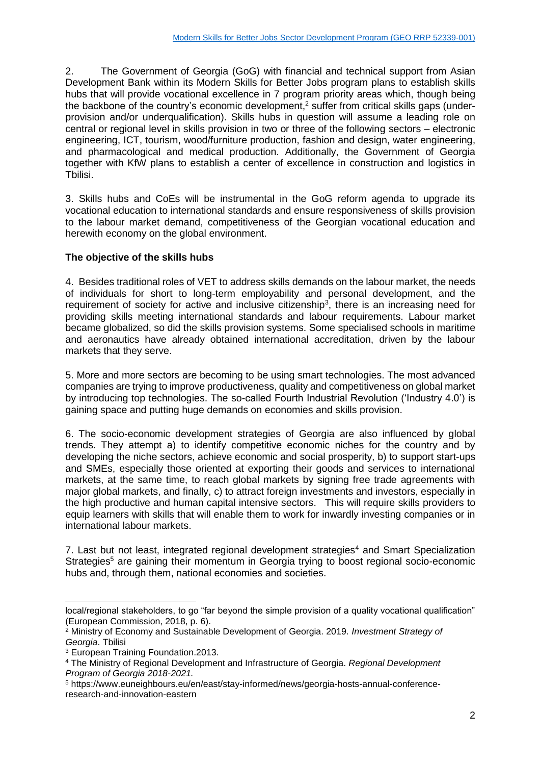2. The Government of Georgia (GoG) with financial and technical support from Asian Development Bank within its Modern Skills for Better Jobs program plans to establish skills hubs that will provide vocational excellence in 7 program priority areas which, though being the backbone of the country's economic development,[2] suffer from critical skills gaps (under-provision and/or underqualification). Skills hubs in question will assume a leading role on central or regional level in skills provision in two or three of the following sectors – electronic engineering, ICT, tourism, wood/furniture production, fashion and design, water engineering, and pharmacological and medical production. Additionally, the Government of Georgia together with KfW plans to establish a center of excellence in construction and logistics in Tbilisi.

3. Skills hubs and CoEs will be instrumental in the GoG reform agenda to upgrade its vocational education to international standards and ensure responsiveness of skills provision to the labour market demand, competitiveness of the Georgian vocational education and herewith economy on the global environment.

**The objective of the skills hubs**

4. Besides traditional roles of VET to address skills demands on the labour market, the needs of individuals for short to long-term employability and personal development, and the requirement of society for active and inclusive citizenship[3], there is an increasing need for providing skills meeting international standards and labour requirements. Labour market became globalized, so did the skills provision systems. Some specialised schools in maritime and aeronautics have already obtained international accreditation, driven by the labour markets that they serve.

5. More and more sectors are becoming to be using smart technologies. The most advanced companies are trying to improve productiveness, quality and competitiveness on global market by introducing top technologies. The so-called Fourth Industrial Revolution ('Industry 4.0') is gaining space and putting huge demands on economies and skills provision.

6. The socio-economic development strategies of Georgia are also influenced by global trends. They attempt a) to identify competitive economic niches for the country and by developing the niche sectors, achieve economic and social prosperity, b) to support start-ups and SMEs, especially those oriented at exporting their goods and services to international markets, at the same time, to reach global markets by signing free trade agreements with major global markets, and finally, c) to attract foreign investments and investors, especially in the high productive and human capital intensive sectors. This will require skills providers to equip learners with skills that will enable them to work for inwardly investing companies or in international labour markets.

7. Last but not least, integrated regional development strategies[4] and Smart Specialization Strategies[5] are gaining their momentum in Georgia trying to boost regional socio-economic hubs and, through them, national economies and societies.

---

local/regional stakeholders, to go "far beyond the simple provision of a quality vocational qualification" (European Commission, 2018, p. 6).

[2] Ministry of Economy and Sustainable Development of Georgia. 2019. *Investment Strategy of Georgia*. Tbilisi

[3] European Training Foundation.2013.

[4] The Ministry of Regional Development and Infrastructure of Georgia. *Regional Development Program of Georgia 2018-2021.*

[5] https://www.euneighbours.eu/en/east/stay-informed/news/georgia-hosts-annual-conference-research-and-innovation-eastern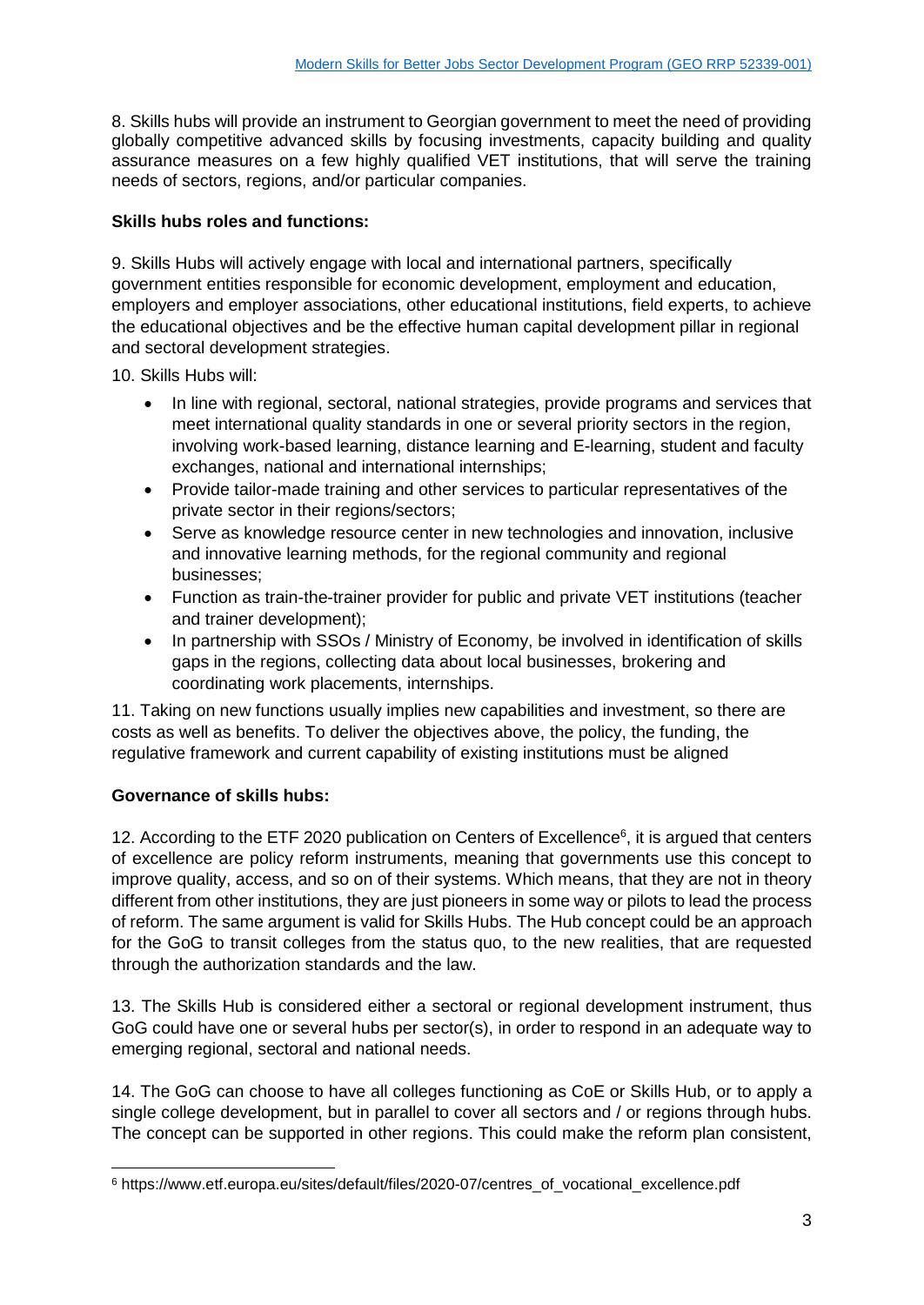8. Skills hubs will provide an instrument to Georgian government to meet the need of providing globally competitive advanced skills by focusing investments, capacity building and quality assurance measures on a few highly qualified VET institutions, that will serve the training needs of sectors, regions, and/or particular companies.

**Skills hubs roles and functions:**

9. Skills Hubs will actively engage with local and international partners, specifically government entities responsible for economic development, employment and education, employers and employer associations, other educational institutions, field experts, to achieve the educational objectives and be the effective human capital development pillar in regional and sectoral development strategies.

10. Skills Hubs will:

- In line with regional, sectoral, national strategies, provide programs and services that meet international quality standards in one or several priority sectors in the region, involving work-based learning, distance learning and E-learning, student and faculty exchanges, national and international internships;
- Provide tailor-made training and other services to particular representatives of the private sector in their regions/sectors;
- Serve as knowledge resource center in new technologies and innovation, inclusive and innovative learning methods, for the regional community and regional businesses;
- Function as train-the-trainer provider for public and private VET institutions (teacher and trainer development);
- In partnership with SSOs / Ministry of Economy, be involved in identification of skills gaps in the regions, collecting data about local businesses, brokering and coordinating work placements, internships.

11. Taking on new functions usually implies new capabilities and investment, so there are costs as well as benefits. To deliver the objectives above, the policy, the funding, the regulative framework and current capability of existing institutions must be aligned

**Governance of skills hubs:**

12. According to the ETF 2020 publication on Centers of Excellence[6], it is argued that centers of excellence are policy reform instruments, meaning that governments use this concept to improve quality, access, and so on of their systems. Which means, that they are not in theory different from other institutions, they are just pioneers in some way or pilots to lead the process of reform. The same argument is valid for Skills Hubs. The Hub concept could be an approach for the GoG to transit colleges from the status quo, to the new realities, that are requested through the authorization standards and the law.

13. The Skills Hub is considered either a sectoral or regional development instrument, thus GoG could have one or several hubs per sector(s), in order to respond in an adequate way to emerging regional, sectoral and national needs.

14. The GoG can choose to have all colleges functioning as CoE or Skills Hub, or to apply a single college development, but in parallel to cover all sectors and / or regions through hubs. The concept can be supported in other regions. This could make the reform plan consistent,

[6] https://www.etf.europa.eu/sites/default/files/2020-07/centres_of_vocational_excellence.pdf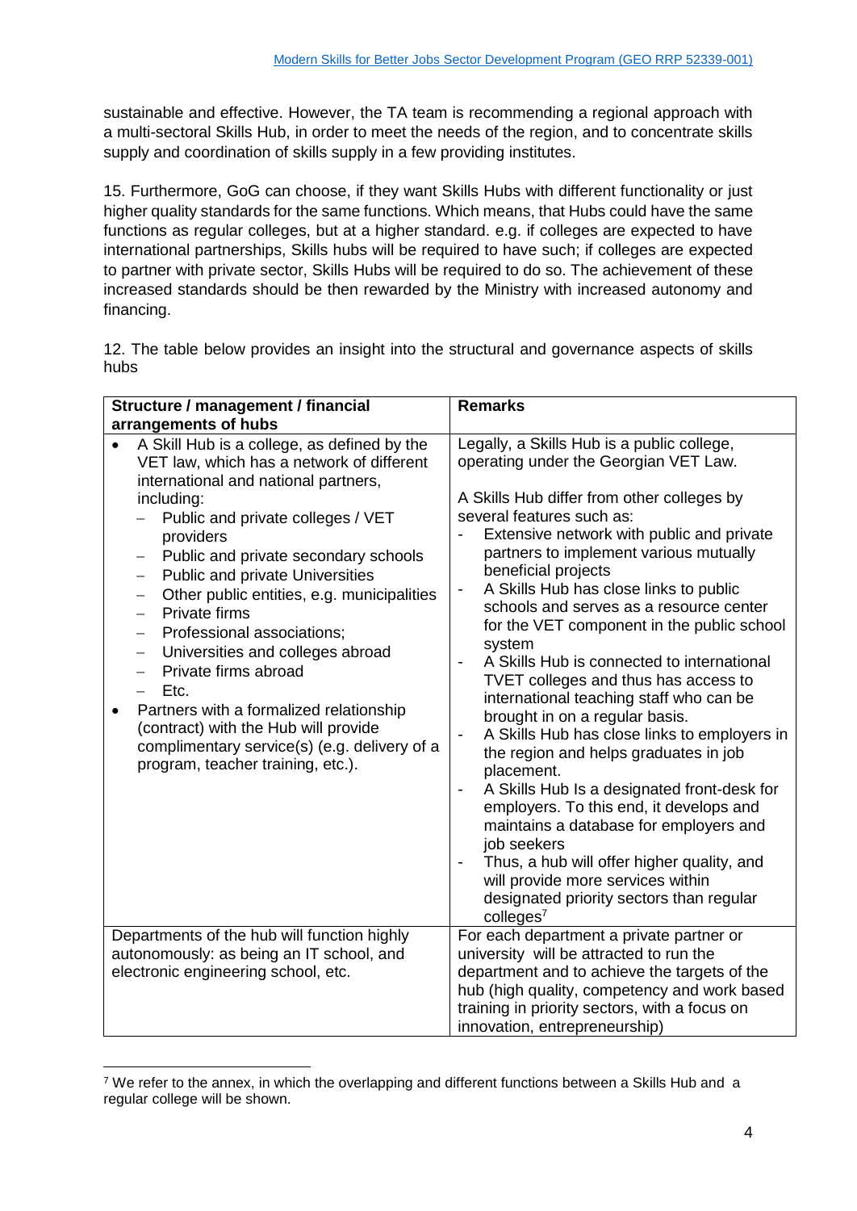sustainable and effective. However, the TA team is recommending a regional approach with a multi-sectoral Skills Hub, in order to meet the needs of the region, and to concentrate skills supply and coordination of skills supply in a few providing institutes.

15. Furthermore, GoG can choose, if they want Skills Hubs with different functionality or just higher quality standards for the same functions. Which means, that Hubs could have the same functions as regular colleges, but at a higher standard. e.g. if colleges are expected to have international partnerships, Skills hubs will be required to have such; if colleges are expected to partner with private sector, Skills Hubs will be required to do so. The achievement of these increased standards should be then rewarded by the Ministry with increased autonomy and financing.

12. The table below provides an insight into the structural and governance aspects of skills hubs

| Structure / management / financial arrangements of hubs | Remarks |
|---|---|
| • A Skill Hub is a college, as defined by the VET law, which has a network of different international and national partners, including:<br>– Public and private colleges / VET providers<br>– Public and private secondary schools<br>– Public and private Universities<br>– Other public entities, e.g. municipalities<br>– Private firms<br>– Professional associations;<br>– Universities and colleges abroad<br>– Private firms abroad<br>– Etc.<br>• Partners with a formalized relationship (contract) with the Hub will provide complimentary service(s) (e.g. delivery of a program, teacher training, etc.). | Legally, a Skills Hub is a public college, operating under the Georgian VET Law.<br><br>A Skills Hub differ from other colleges by several features such as:<br>- Extensive network with public and private partners to implement various mutually beneficial projects<br>- A Skills Hub has close links to public schools and serves as a resource center for the VET component in the public school system<br>- A Skills Hub is connected to international TVET colleges and thus has access to international teaching staff who can be brought in on a regular basis.<br>- A Skills Hub has close links to employers in the region and helps graduates in job placement.<br>- A Skills Hub Is a designated front-desk for employers. To this end, it develops and maintains a database for employers and job seekers<br>- Thus, a hub will offer higher quality, and will provide more services within designated priority sectors than regular colleges[7] |
| Departments of the hub will function highly autonomously: as being an IT school, and electronic engineering school, etc. | For each department a private partner or university will be attracted to run the department and to achieve the targets of the hub (high quality, competency and work based training in priority sectors, with a focus on innovation, entrepreneurship) |

[7] We refer to the annex, in which the overlapping and different functions between a Skills Hub and a regular college will be shown.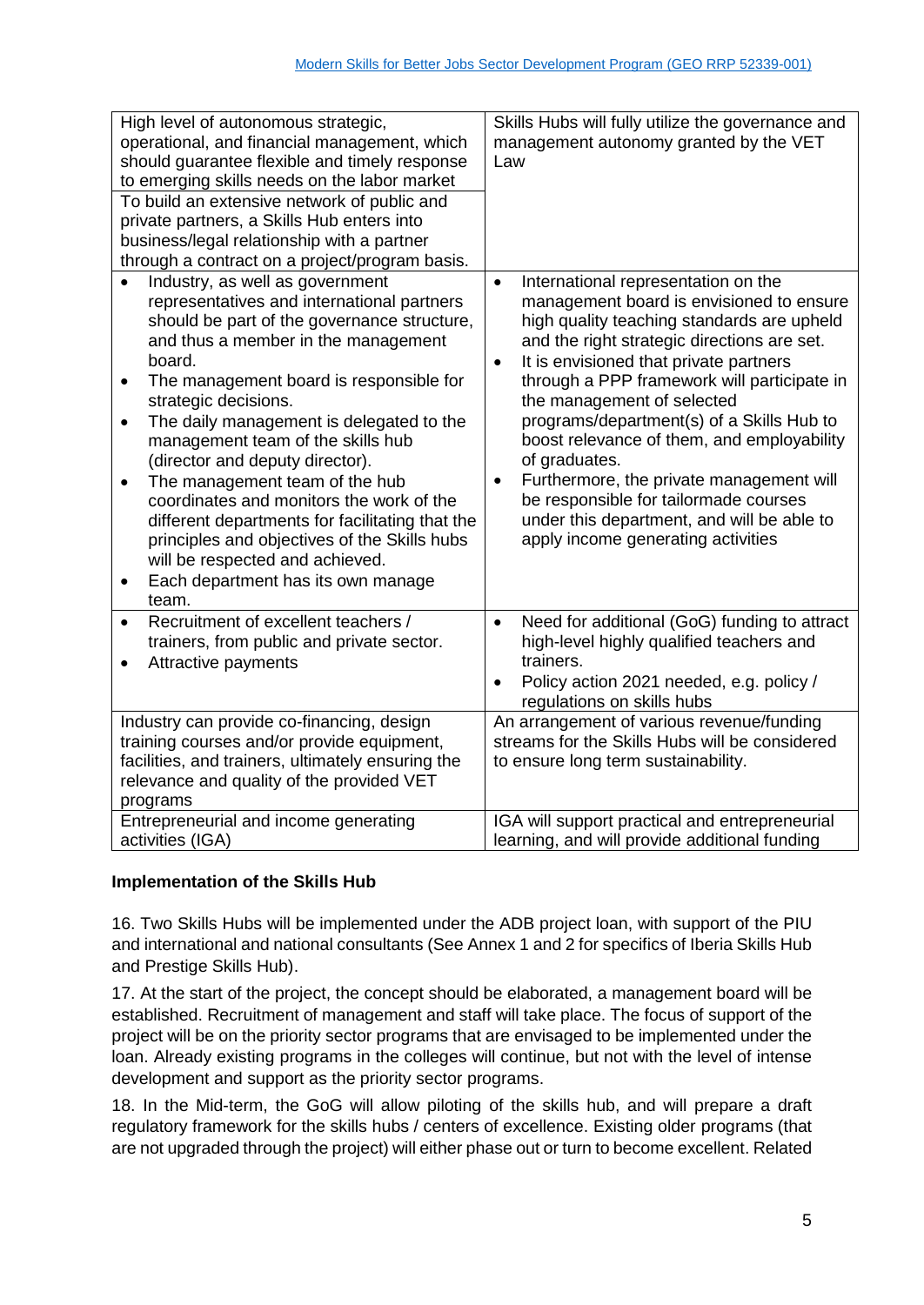| | |
|---|---|
| High level of autonomous strategic, operational, and financial management, which should guarantee flexible and timely response to emerging skills needs on the labor market | Skills Hubs will fully utilize the governance and management autonomy granted by the VET Law |
| To build an extensive network of public and private partners, a Skills Hub enters into business/legal relationship with a partner through a contract on a project/program basis. | |
| • Industry, as well as government representatives and international partners should be part of the governance structure, and thus a member in the management board.<br>• The management board is responsible for strategic decisions.<br>• The daily management is delegated to the management team of the skills hub (director and deputy director).<br>• The management team of the hub coordinates and monitors the work of the different departments for facilitating that the principles and objectives of the Skills hubs will be respected and achieved.<br>• Each department has its own manage team. | • International representation on the management board is envisioned to ensure high quality teaching standards are upheld and the right strategic directions are set.<br>• It is envisioned that private partners through a PPP framework will participate in the management of selected programs/department(s) of a Skills Hub to boost relevance of them, and employability of graduates.<br>• Furthermore, the private management will be responsible for tailormade courses under this department, and will be able to apply income generating activities |
| • Recruitment of excellent teachers / trainers, from public and private sector.<br>• Attractive payments | • Need for additional (GoG) funding to attract high-level highly qualified teachers and trainers.<br>• Policy action 2021 needed, e.g. policy / regulations on skills hubs |
| Industry can provide co-financing, design training courses and/or provide equipment, facilities, and trainers, ultimately ensuring the relevance and quality of the provided VET programs | An arrangement of various revenue/funding streams for the Skills Hubs will be considered to ensure long term sustainability. |
| Entrepreneurial and income generating activities (IGA) | IGA will support practical and entrepreneurial learning, and will provide additional funding |

**Implementation of the Skills Hub**

16. Two Skills Hubs will be implemented under the ADB project loan, with support of the PIU and international and national consultants (See Annex 1 and 2 for specifics of Iberia Skills Hub and Prestige Skills Hub).

17. At the start of the project, the concept should be elaborated, a management board will be established. Recruitment of management and staff will take place. The focus of support of the project will be on the priority sector programs that are envisaged to be implemented under the loan. Already existing programs in the colleges will continue, but not with the level of intense development and support as the priority sector programs.

18. In the Mid-term, the GoG will allow piloting of the skills hub, and will prepare a draft regulatory framework for the skills hubs / centers of excellence. Existing older programs (that are not upgraded through the project) will either phase out or turn to become excellent. Related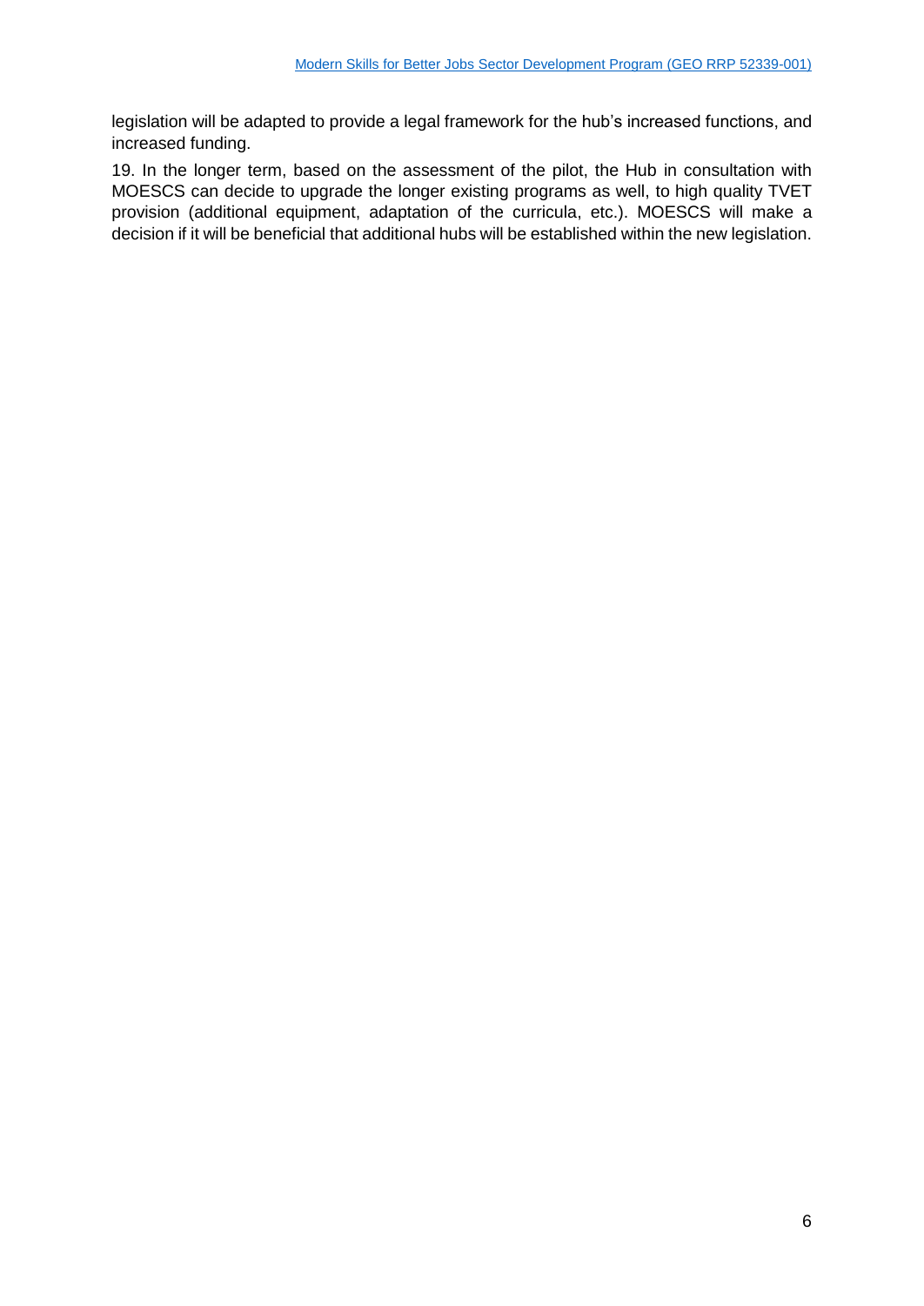legislation will be adapted to provide a legal framework for the hub's increased functions, and increased funding.

19. In the longer term, based on the assessment of the pilot, the Hub in consultation with MOESCS can decide to upgrade the longer existing programs as well, to high quality TVET provision (additional equipment, adaptation of the curricula, etc.). MOESCS will make a decision if it will be beneficial that additional hubs will be established within the new legislation.